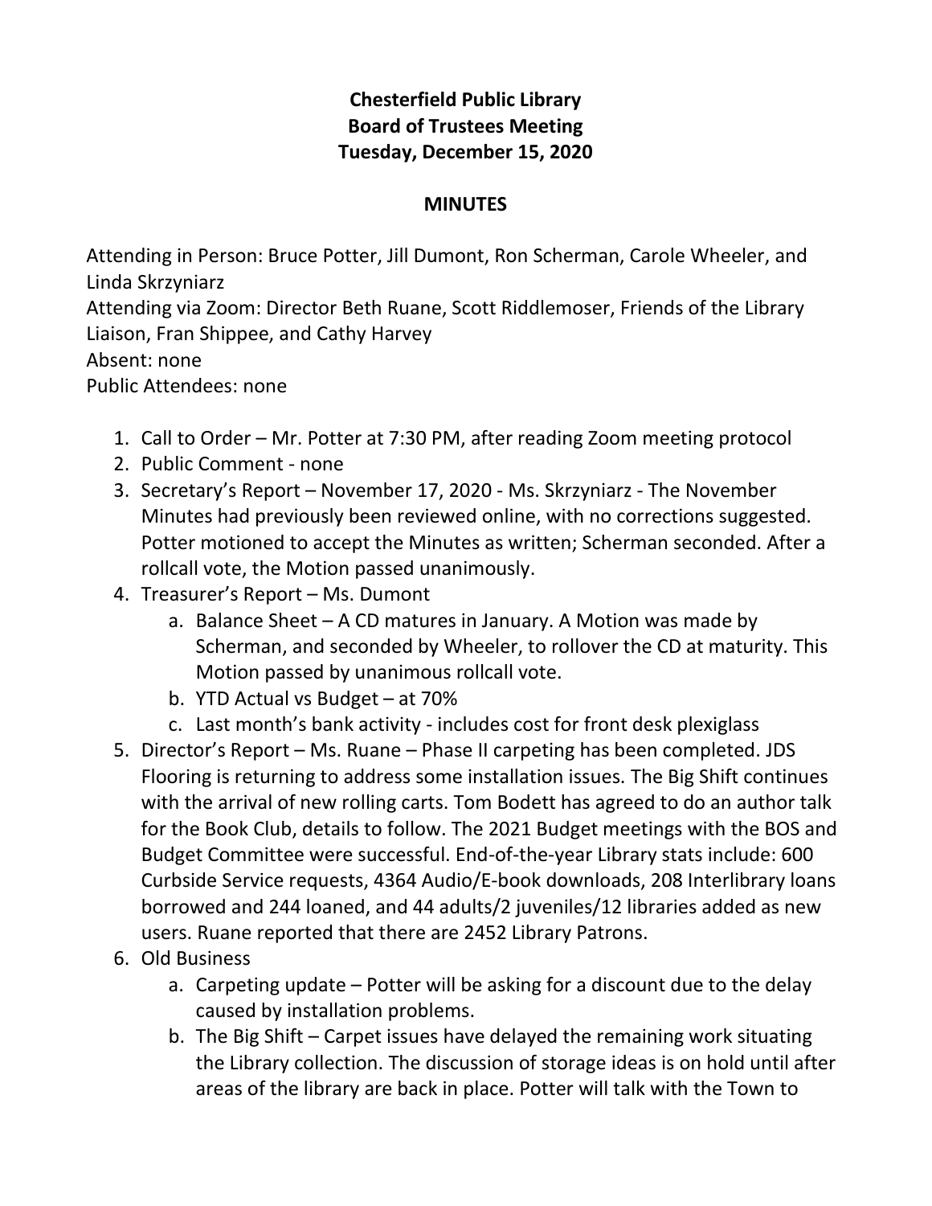**Chesterfield Public Library**
**Board of Trustees Meeting**
**Tuesday, December 15, 2020**

**MINUTES**

Attending in Person: Bruce Potter, Jill Dumont, Ron Scherman, Carole Wheeler, and Linda Skrzyniarz
Attending via Zoom: Director Beth Ruane, Scott Riddlemoser, Friends of the Library Liaison, Fran Shippee, and Cathy Harvey
Absent: none
Public Attendees: none

1. Call to Order – Mr. Potter at 7:30 PM, after reading Zoom meeting protocol
2. Public Comment - none
3. Secretary's Report – November 17, 2020 - Ms. Skrzyniarz - The November Minutes had previously been reviewed online, with no corrections suggested. Potter motioned to accept the Minutes as written; Scherman seconded. After a rollcall vote, the Motion passed unanimously.
4. Treasurer's Report – Ms. Dumont
   a. Balance Sheet – A CD matures in January. A Motion was made by Scherman, and seconded by Wheeler, to rollover the CD at maturity. This Motion passed by unanimous rollcall vote.
   b. YTD Actual vs Budget – at 70%
   c. Last month's bank activity - includes cost for front desk plexiglass
5. Director's Report – Ms. Ruane – Phase II carpeting has been completed. JDS Flooring is returning to address some installation issues. The Big Shift continues with the arrival of new rolling carts. Tom Bodett has agreed to do an author talk for the Book Club, details to follow. The 2021 Budget meetings with the BOS and Budget Committee were successful. End-of-the-year Library stats include: 600 Curbside Service requests, 4364 Audio/E-book downloads, 208 Interlibrary loans borrowed and 244 loaned, and 44 adults/2 juveniles/12 libraries added as new users. Ruane reported that there are 2452 Library Patrons.
6. Old Business
   a. Carpeting update – Potter will be asking for a discount due to the delay caused by installation problems.
   b. The Big Shift – Carpet issues have delayed the remaining work situating the Library collection. The discussion of storage ideas is on hold until after areas of the library are back in place. Potter will talk with the Town to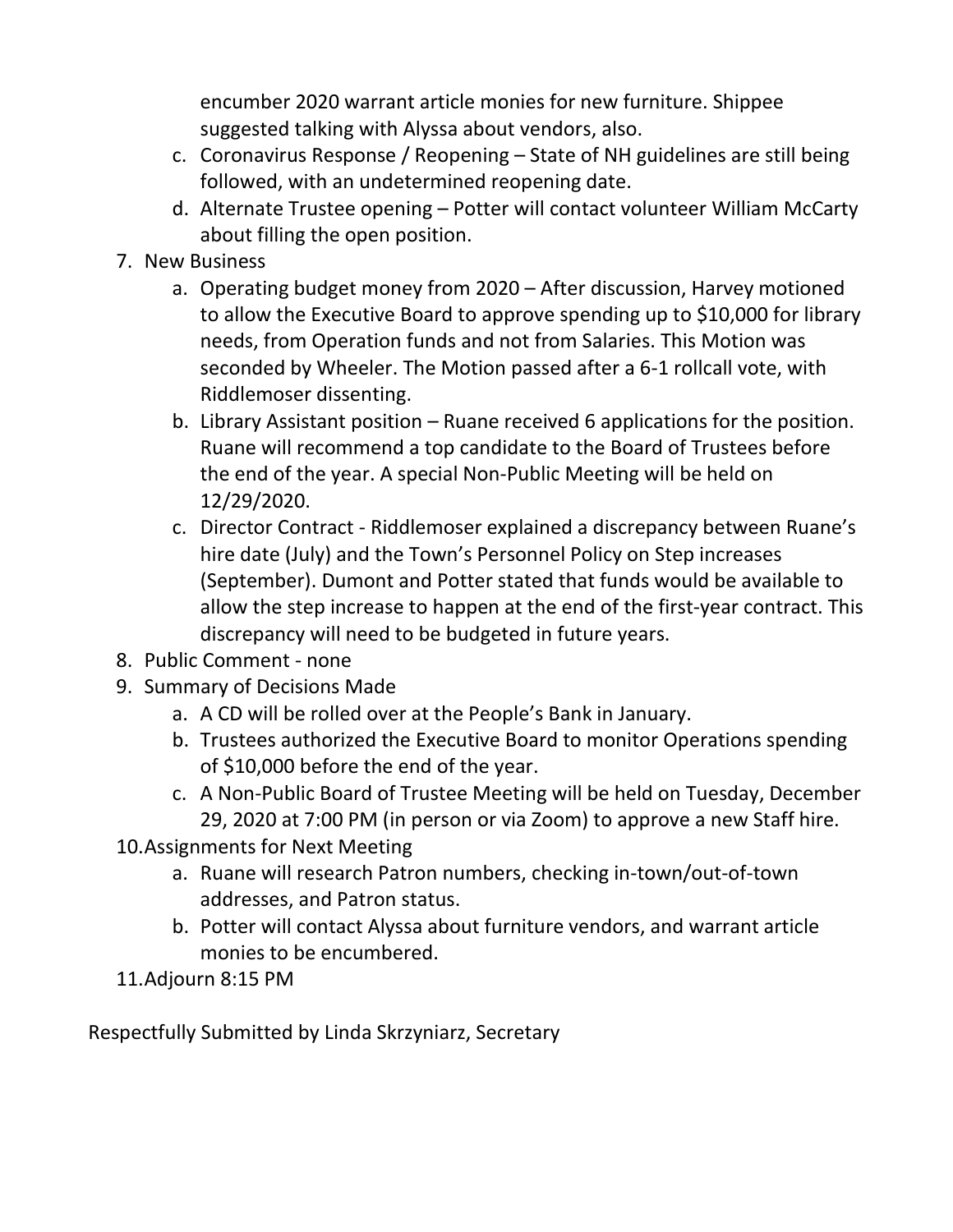encumber 2020 warrant article monies for new furniture. Shippee suggested talking with Alyssa about vendors, also.

   c. Coronavirus Response / Reopening – State of NH guidelines are still being followed, with an undetermined reopening date.
   d. Alternate Trustee opening – Potter will contact volunteer William McCarty about filling the open position.

7. New Business
   a. Operating budget money from 2020 – After discussion, Harvey motioned to allow the Executive Board to approve spending up to $10,000 for library needs, from Operation funds and not from Salaries. This Motion was seconded by Wheeler. The Motion passed after a 6-1 rollcall vote, with Riddlemoser dissenting.
   b. Library Assistant position – Ruane received 6 applications for the position. Ruane will recommend a top candidate to the Board of Trustees before the end of the year. A special Non-Public Meeting will be held on 12/29/2020.
   c. Director Contract - Riddlemoser explained a discrepancy between Ruane's hire date (July) and the Town's Personnel Policy on Step increases (September). Dumont and Potter stated that funds would be available to allow the step increase to happen at the end of the first-year contract. This discrepancy will need to be budgeted in future years.
8. Public Comment - none
9. Summary of Decisions Made
   a. A CD will be rolled over at the People's Bank in January.
   b. Trustees authorized the Executive Board to monitor Operations spending of $10,000 before the end of the year.
   c. A Non-Public Board of Trustee Meeting will be held on Tuesday, December 29, 2020 at 7:00 PM (in person or via Zoom) to approve a new Staff hire.
10. Assignments for Next Meeting
    a. Ruane will research Patron numbers, checking in-town/out-of-town addresses, and Patron status.
    b. Potter will contact Alyssa about furniture vendors, and warrant article monies to be encumbered.
11. Adjourn 8:15 PM

Respectfully Submitted by Linda Skrzyniarz, Secretary